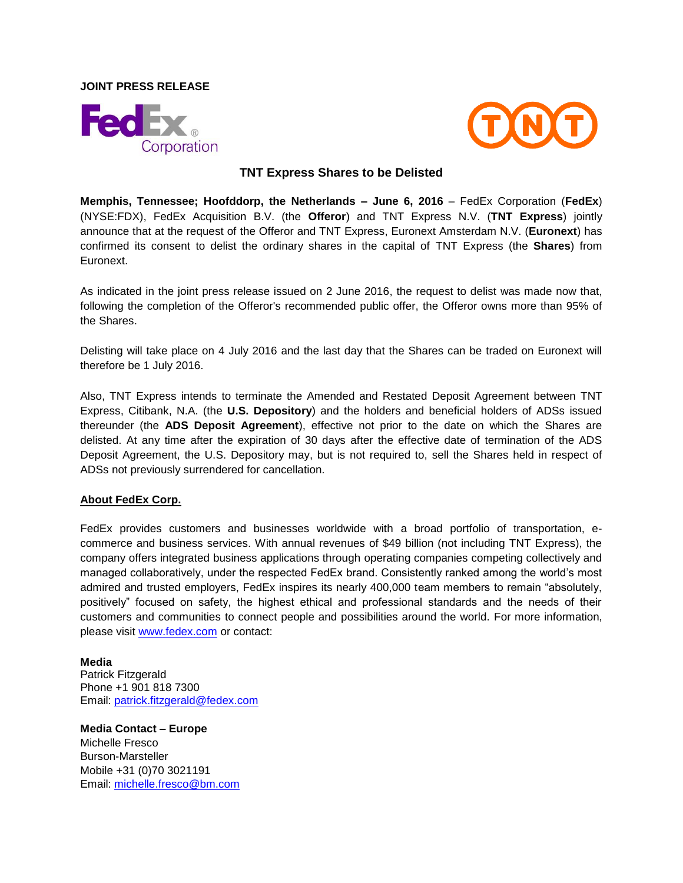**JOINT PRESS RELEASE**

FedEx Corporation

TNT

## TNT Express Shares to be Delisted

**Memphis, Tennessee; Hoofddorp, the Netherlands – June 6, 2016** – FedEx Corporation (**FedEx**) (NYSE:FDX), FedEx Acquisition B.V. (the **Offeror**) and TNT Express N.V. (**TNT Express**) jointly announce that at the request of the Offeror and TNT Express, Euronext Amsterdam N.V. (**Euronext**) has confirmed its consent to delist the ordinary shares in the capital of TNT Express (the **Shares**) from Euronext.

As indicated in the joint press release issued on 2 June 2016, the request to delist was made now that, following the completion of the Offeror's recommended public offer, the Offeror owns more than 95% of the Shares.

Delisting will take place on 4 July 2016 and the last day that the Shares can be traded on Euronext will therefore be 1 July 2016.

Also, TNT Express intends to terminate the Amended and Restated Deposit Agreement between TNT Express, Citibank, N.A. (the **U.S. Depository**) and the holders and beneficial holders of ADSs issued thereunder (the **ADS Deposit Agreement**), effective not prior to the date on which the Shares are delisted. At any time after the expiration of 30 days after the effective date of termination of the ADS Deposit Agreement, the U.S. Depository may, but is not required to, sell the Shares held in respect of ADSs not previously surrendered for cancellation.

**About FedEx Corp.**

FedEx provides customers and businesses worldwide with a broad portfolio of transportation, e-commerce and business services. With annual revenues of $49 billion (not including TNT Express), the company offers integrated business applications through operating companies competing collectively and managed collaboratively, under the respected FedEx brand. Consistently ranked among the world's most admired and trusted employers, FedEx inspires its nearly 400,000 team members to remain "absolutely, positively" focused on safety, the highest ethical and professional standards and the needs of their customers and communities to connect people and possibilities around the world. For more information, please visit www.fedex.com or contact:

**Media**
Patrick Fitzgerald
Phone +1 901 818 7300
Email: patrick.fitzgerald@fedex.com

**Media Contact – Europe**
Michelle Fresco
Burson-Marsteller
Mobile +31 (0)70 3021191
Email: michelle.fresco@bm.com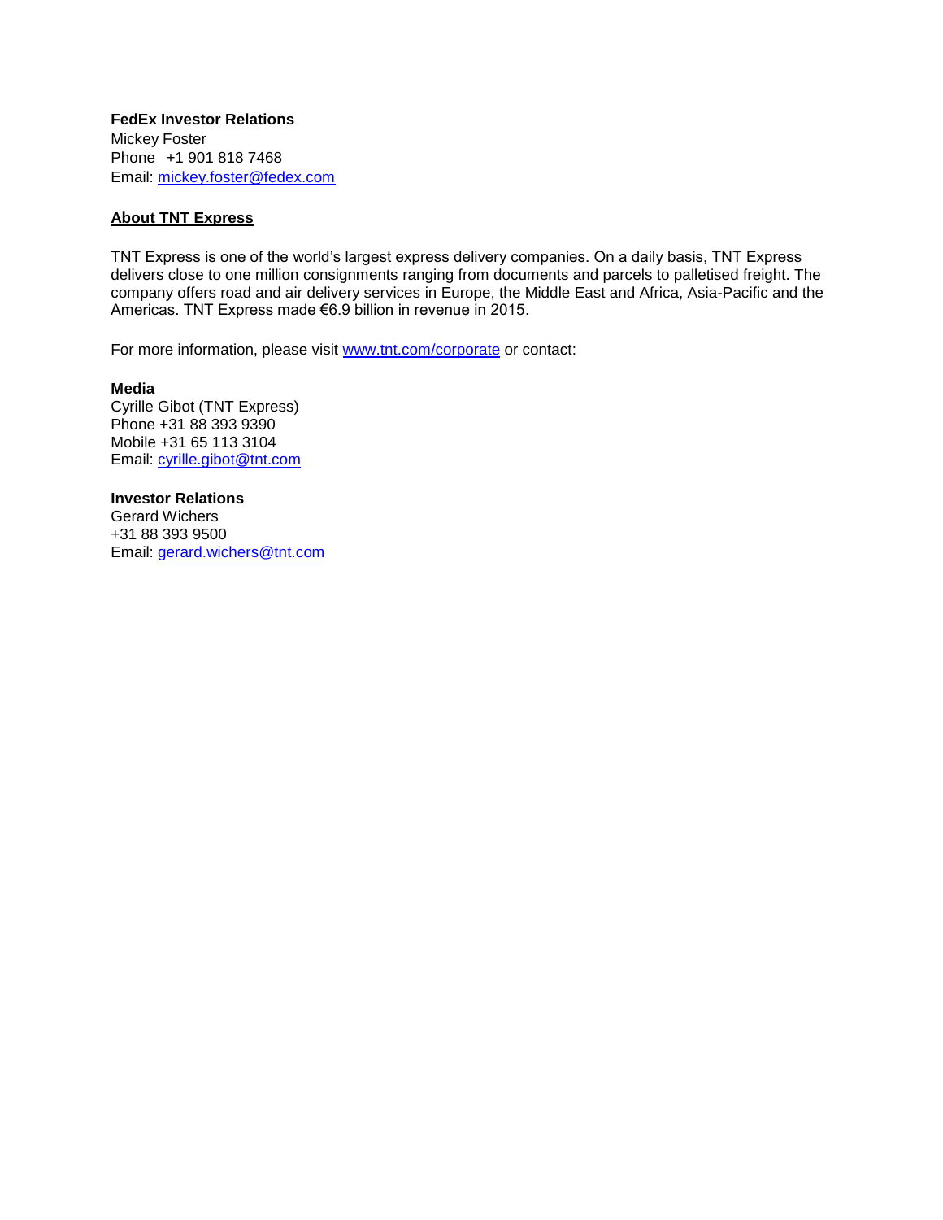**FedEx Investor Relations**
Mickey Foster
Phone +1 901 818 7468
Email: mickey.foster@fedex.com

## About TNT Express

TNT Express is one of the world's largest express delivery companies. On a daily basis, TNT Express delivers close to one million consignments ranging from documents and parcels to palletised freight. The company offers road and air delivery services in Europe, the Middle East and Africa, Asia-Pacific and the Americas. TNT Express made €6.9 billion in revenue in 2015.

For more information, please visit www.tnt.com/corporate or contact:

**Media**
Cyrille Gibot (TNT Express)
Phone +31 88 393 9390
Mobile +31 65 113 3104
Email: cyrille.gibot@tnt.com

**Investor Relations**
Gerard Wichers
+31 88 393 9500
Email: gerard.wichers@tnt.com